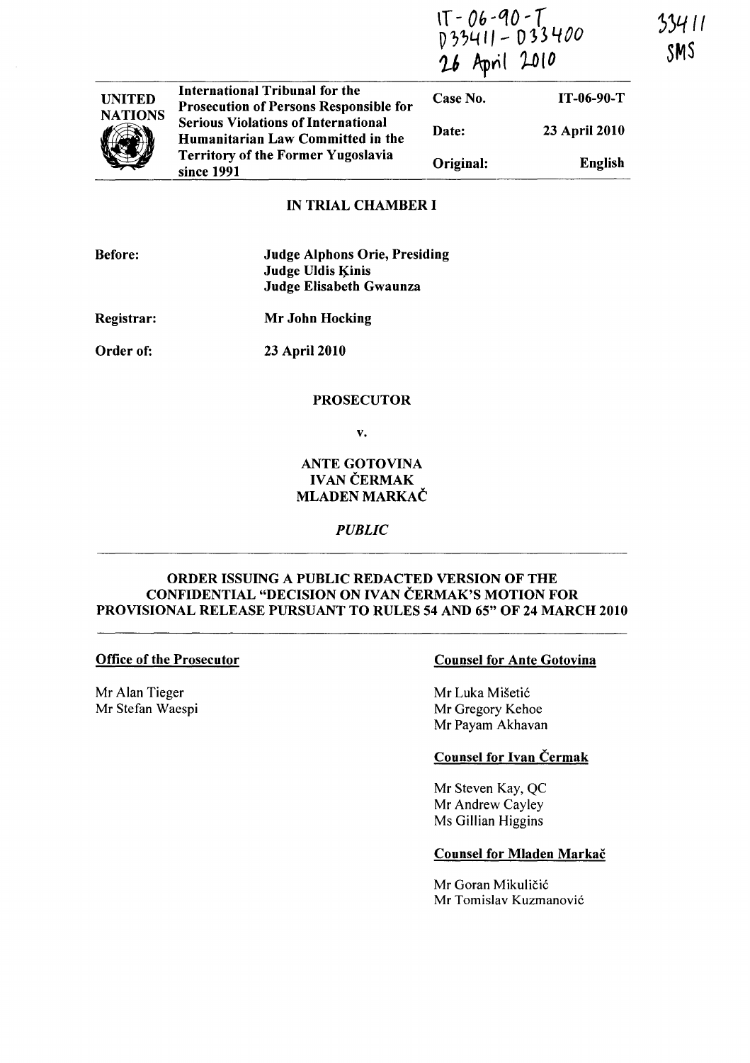IT-06-90-T
D33411 - D33400
26 April 2010

33411
SMS

| UNITED NATIONS | International Tribunal for the Prosecution of Persons Responsible for Serious Violations of International Humanitarian Law Committed in the Territory of the Former Yugoslavia since 1991 | Case No. | IT-06-90-T |
|---|---|---|---|
| | | Date: | 23 April 2010 |
| | | Original: | English |

## IN TRIAL CHAMBER I

**Before:** **Judge Alphons Orie, Presiding**
**Judge Uldis Ķinis**
**Judge Elisabeth Gwaunza**

**Registrar:** **Mr John Hocking**

**Order of:** **23 April 2010**

**PROSECUTOR**

**v.**

**ANTE GOTOVINA**
**IVAN ČERMAK**
**MLADEN MARKAČ**

***PUBLIC***

## ORDER ISSUING A PUBLIC REDACTED VERSION OF THE CONFIDENTIAL "DECISION ON IVAN ČERMAK'S MOTION FOR PROVISIONAL RELEASE PURSUANT TO RULES 54 AND 65" OF 24 MARCH 2010

**Office of the Prosecutor**

Mr Alan Tieger
Mr Stefan Waespi

**Counsel for Ante Gotovina**

Mr Luka Mišetić
Mr Gregory Kehoe
Mr Payam Akhavan

**Counsel for Ivan Čermak**

Mr Steven Kay, QC
Mr Andrew Cayley
Ms Gillian Higgins

**Counsel for Mladen Markač**

Mr Goran Mikuličić
Mr Tomislav Kuzmanović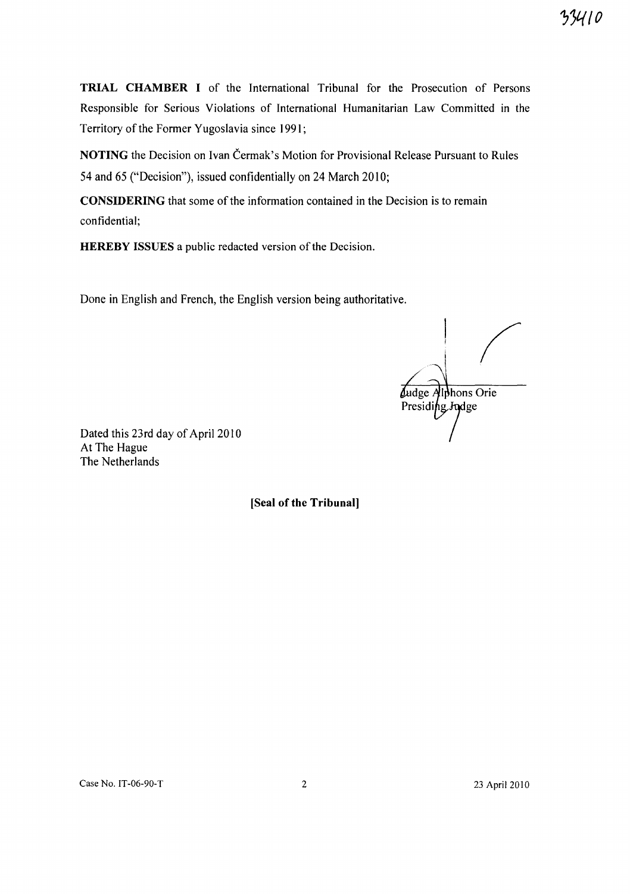**TRIAL CHAMBER I** of the International Tribunal for the Prosecution of Persons Responsible for Serious Violations of International Humanitarian Law Committed in the Territory of the Former Yugoslavia since 1991;

**NOTING** the Decision on Ivan Čermak's Motion for Provisional Release Pursuant to Rules 54 and 65 ("Decision"), issued confidentially on 24 March 2010;

**CONSIDERING** that some of the information contained in the Decision is to remain confidential;

**HEREBY ISSUES** a public redacted version of the Decision.

Done in English and French, the English version being authoritative.

Judge Alphons Orie
Presiding Judge

Dated this 23rd day of April 2010
At The Hague
The Netherlands

**[Seal of the Tribunal]**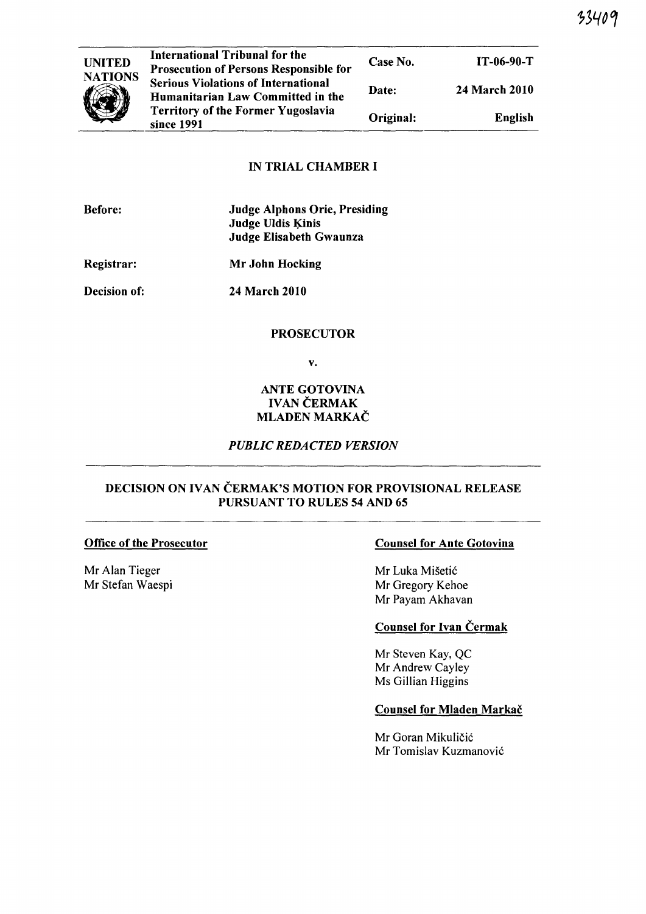33409

| UNITED NATIONS | International Tribunal for the Prosecution of Persons Responsible for Serious Violations of International Humanitarian Law Committed in the Territory of the Former Yugoslavia since 1991 | Case No. | IT-06-90-T |
|---|---|---|---|
| | | Date: | 24 March 2010 |
| | | Original: | English |

## IN TRIAL CHAMBER I

**Before:** **Judge Alphons Orie, Presiding**
**Judge Uldis Ķinis**
**Judge Elisabeth Gwaunza**

**Registrar:** **Mr John Hocking**

**Decision of:** **24 March 2010**

## PROSECUTOR

**v.**

## ANTE GOTOVINA
## IVAN ČERMAK
## MLADEN MARKAČ

***PUBLIC REDACTED VERSION***

## DECISION ON IVAN ČERMAK'S MOTION FOR PROVISIONAL RELEASE PURSUANT TO RULES 54 AND 65

**Office of the Prosecutor**

Mr Alan Tieger
Mr Stefan Waespi

**Counsel for Ante Gotovina**

Mr Luka Mišetić
Mr Gregory Kehoe
Mr Payam Akhavan

**Counsel for Ivan Čermak**

Mr Steven Kay, QC
Mr Andrew Cayley
Ms Gillian Higgins

**Counsel for Mladen Markač**

Mr Goran Mikuličić
Mr Tomislav Kuzmanović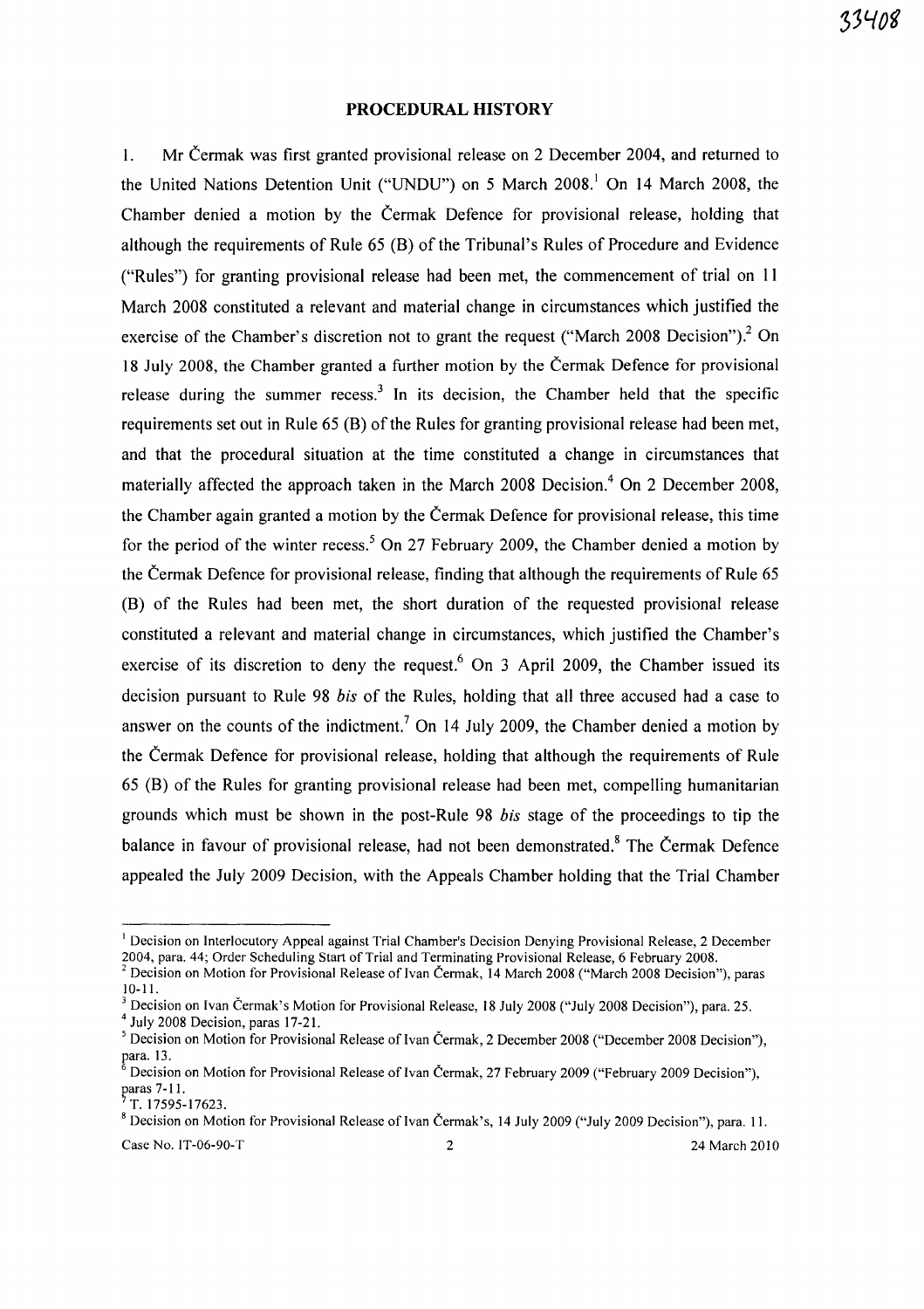## PROCEDURAL HISTORY

1. Mr Čermak was first granted provisional release on 2 December 2004, and returned to the United Nations Detention Unit ("UNDU") on 5 March 2008.[1] On 14 March 2008, the Chamber denied a motion by the Čermak Defence for provisional release, holding that although the requirements of Rule 65 (B) of the Tribunal's Rules of Procedure and Evidence ("Rules") for granting provisional release had been met, the commencement of trial on 11 March 2008 constituted a relevant and material change in circumstances which justified the exercise of the Chamber's discretion not to grant the request ("March 2008 Decision").[2] On 18 July 2008, the Chamber granted a further motion by the Čermak Defence for provisional release during the summer recess.[3] In its decision, the Chamber held that the specific requirements set out in Rule 65 (B) of the Rules for granting provisional release had been met, and that the procedural situation at the time constituted a change in circumstances that materially affected the approach taken in the March 2008 Decision.[4] On 2 December 2008, the Chamber again granted a motion by the Čermak Defence for provisional release, this time for the period of the winter recess.[5] On 27 February 2009, the Chamber denied a motion by the Čermak Defence for provisional release, finding that although the requirements of Rule 65 (B) of the Rules had been met, the short duration of the requested provisional release constituted a relevant and material change in circumstances, which justified the Chamber's exercise of its discretion to deny the request.[6] On 3 April 2009, the Chamber issued its decision pursuant to Rule 98 *bis* of the Rules, holding that all three accused had a case to answer on the counts of the indictment.[7] On 14 July 2009, the Chamber denied a motion by the Čermak Defence for provisional release, holding that although the requirements of Rule 65 (B) of the Rules for granting provisional release had been met, compelling humanitarian grounds which must be shown in the post-Rule 98 *bis* stage of the proceedings to tip the balance in favour of provisional release, had not been demonstrated.[8] The Čermak Defence appealed the July 2009 Decision, with the Appeals Chamber holding that the Trial Chamber

---

[1] Decision on Interlocutory Appeal against Trial Chamber's Decision Denying Provisional Release, 2 December 2004, para. 44; Order Scheduling Start of Trial and Terminating Provisional Release, 6 February 2008.

[2] Decision on Motion for Provisional Release of Ivan Čermak, 14 March 2008 ("March 2008 Decision"), paras 10-11.

[3] Decision on Ivan Čermak's Motion for Provisional Release, 18 July 2008 ("July 2008 Decision"), para. 25.

[4] July 2008 Decision, paras 17-21.

[5] Decision on Motion for Provisional Release of Ivan Čermak, 2 December 2008 ("December 2008 Decision"), para. 13.

[6] Decision on Motion for Provisional Release of Ivan Čermak, 27 February 2009 ("February 2009 Decision"), paras 7-11.

[7] T. 17595-17623.

[8] Decision on Motion for Provisional Release of Ivan Čermak's, 14 July 2009 ("July 2009 Decision"), para. 11.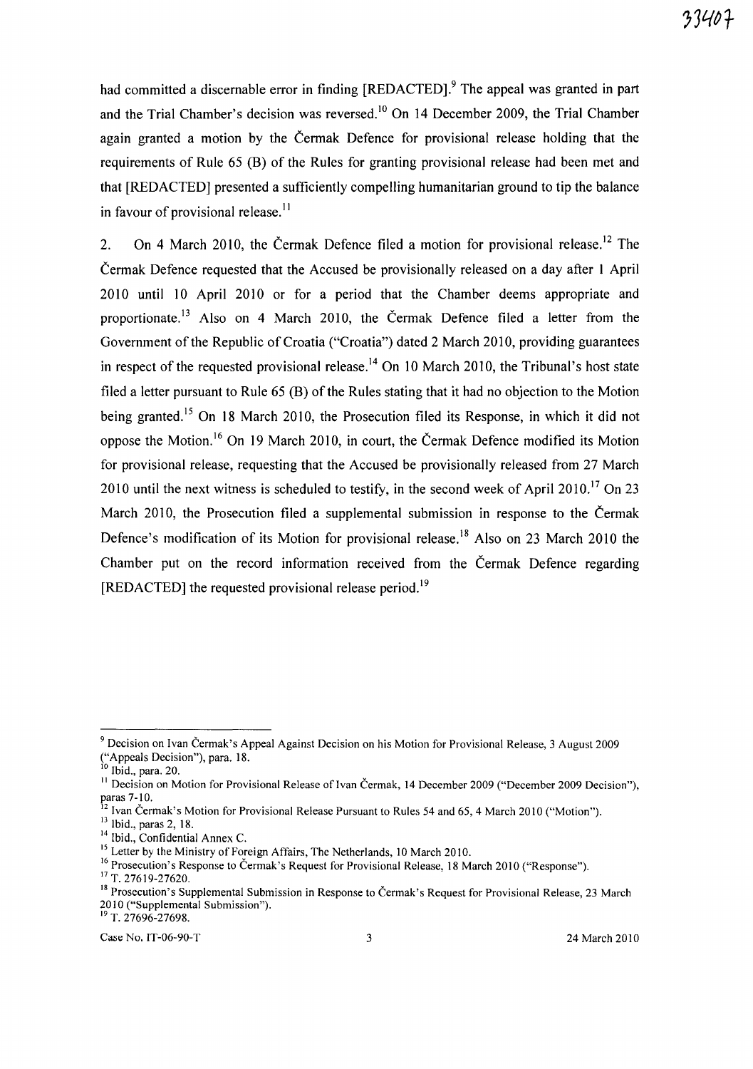had committed a discernable error in finding [REDACTED].[9] The appeal was granted in part and the Trial Chamber's decision was reversed.[10] On 14 December 2009, the Trial Chamber again granted a motion by the Čermak Defence for provisional release holding that the requirements of Rule 65 (B) of the Rules for granting provisional release had been met and that [REDACTED] presented a sufficiently compelling humanitarian ground to tip the balance in favour of provisional release.[11]

2. On 4 March 2010, the Čermak Defence filed a motion for provisional release.[12] The Čermak Defence requested that the Accused be provisionally released on a day after 1 April 2010 until 10 April 2010 or for a period that the Chamber deems appropriate and proportionate.[13] Also on 4 March 2010, the Čermak Defence filed a letter from the Government of the Republic of Croatia ("Croatia") dated 2 March 2010, providing guarantees in respect of the requested provisional release.[14] On 10 March 2010, the Tribunal's host state filed a letter pursuant to Rule 65 (B) of the Rules stating that it had no objection to the Motion being granted.[15] On 18 March 2010, the Prosecution filed its Response, in which it did not oppose the Motion.[16] On 19 March 2010, in court, the Čermak Defence modified its Motion for provisional release, requesting that the Accused be provisionally released from 27 March 2010 until the next witness is scheduled to testify, in the second week of April 2010.[17] On 23 March 2010, the Prosecution filed a supplemental submission in response to the Čermak Defence's modification of its Motion for provisional release.[18] Also on 23 March 2010 the Chamber put on the record information received from the Čermak Defence regarding [REDACTED] the requested provisional release period.[19]

---

[9] Decision on Ivan Čermak's Appeal Against Decision on his Motion for Provisional Release, 3 August 2009 ("Appeals Decision"), para. 18.

[10] Ibid., para. 20.

[11] Decision on Motion for Provisional Release of Ivan Čermak, 14 December 2009 ("December 2009 Decision"), paras 7-10.

[12] Ivan Čermak's Motion for Provisional Release Pursuant to Rules 54 and 65, 4 March 2010 ("Motion").

[13] Ibid., paras 2, 18.

[14] Ibid., Confidential Annex C.

[15] Letter by the Ministry of Foreign Affairs, The Netherlands, 10 March 2010.

[16] Prosecution's Response to Čermak's Request for Provisional Release, 18 March 2010 ("Response").

[17] T. 27619-27620.

[18] Prosecution's Supplemental Submission in Response to Čermak's Request for Provisional Release, 23 March 2010 ("Supplemental Submission").

[19] T. 27696-27698.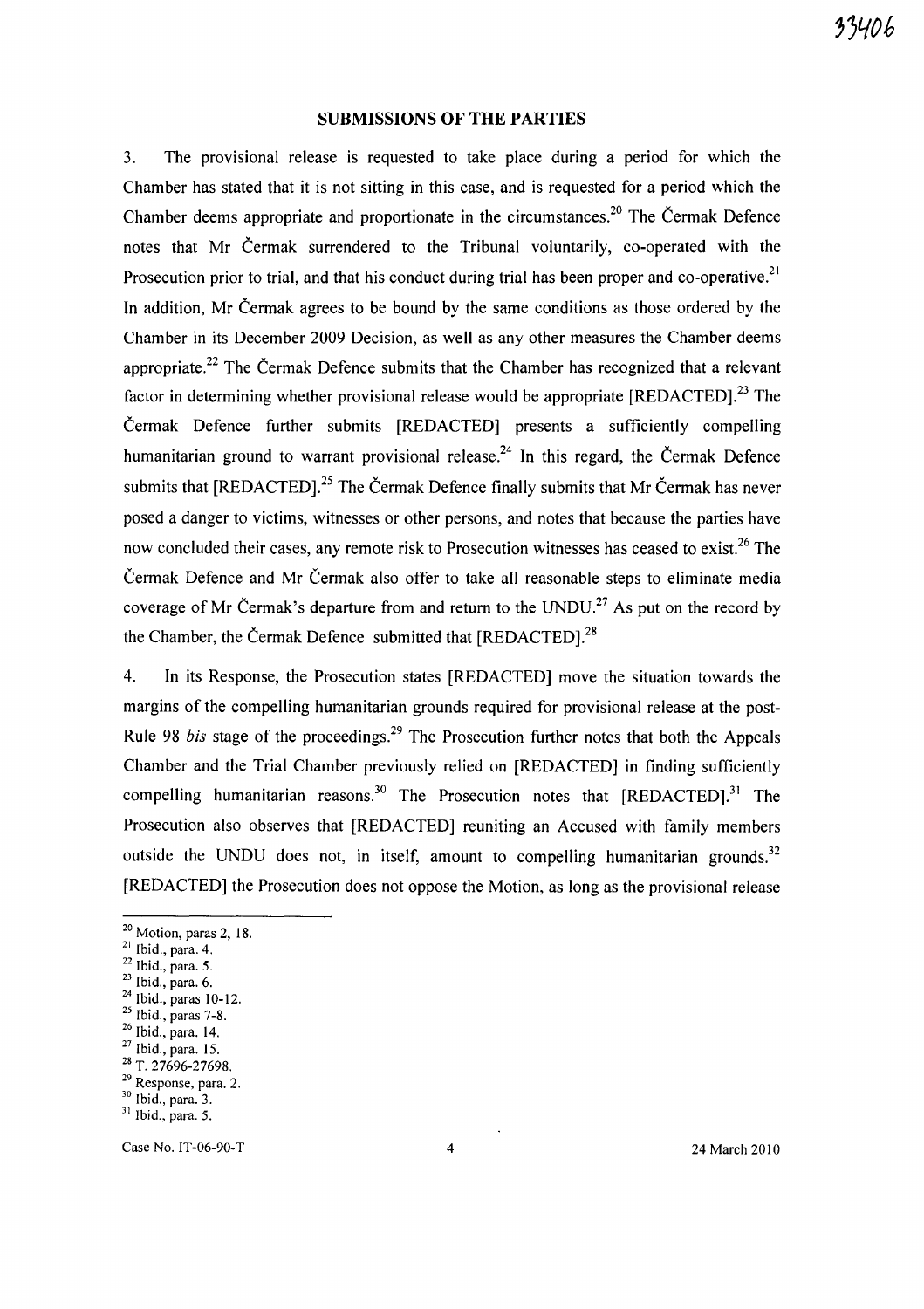## SUBMISSIONS OF THE PARTIES

3. The provisional release is requested to take place during a period for which the Chamber has stated that it is not sitting in this case, and is requested for a period which the Chamber deems appropriate and proportionate in the circumstances.[20] The Čermak Defence notes that Mr Čermak surrendered to the Tribunal voluntarily, co-operated with the Prosecution prior to trial, and that his conduct during trial has been proper and co-operative.[21] In addition, Mr Čermak agrees to be bound by the same conditions as those ordered by the Chamber in its December 2009 Decision, as well as any other measures the Chamber deems appropriate.[22] The Čermak Defence submits that the Chamber has recognized that a relevant factor in determining whether provisional release would be appropriate [REDACTED].[23] The Čermak Defence further submits [REDACTED] presents a sufficiently compelling humanitarian ground to warrant provisional release.[24] In this regard, the Čermak Defence submits that [REDACTED].[25] The Čermak Defence finally submits that Mr Čermak has never posed a danger to victims, witnesses or other persons, and notes that because the parties have now concluded their cases, any remote risk to Prosecution witnesses has ceased to exist.[26] The Čermak Defence and Mr Čermak also offer to take all reasonable steps to eliminate media coverage of Mr Čermak's departure from and return to the UNDU.[27] As put on the record by the Chamber, the Čermak Defence submitted that [REDACTED].[28]

4. In its Response, the Prosecution states [REDACTED] move the situation towards the margins of the compelling humanitarian grounds required for provisional release at the post-Rule 98 *bis* stage of the proceedings.[29] The Prosecution further notes that both the Appeals Chamber and the Trial Chamber previously relied on [REDACTED] in finding sufficiently compelling humanitarian reasons.[30] The Prosecution notes that [REDACTED].[31] The Prosecution also observes that [REDACTED] reuniting an Accused with family members outside the UNDU does not, in itself, amount to compelling humanitarian grounds.[32] [REDACTED] the Prosecution does not oppose the Motion, as long as the provisional release

---

[20] Motion, paras 2, 18.
[21] Ibid., para. 4.
[22] Ibid., para. 5.
[23] Ibid., para. 6.
[24] Ibid., paras 10-12.
[25] Ibid., paras 7-8.
[26] Ibid., para. 14.
[27] Ibid., para. 15.
[28] T. 27696-27698.
[29] Response, para. 2.
[30] Ibid., para. 3.
[31] Ibid., para. 5.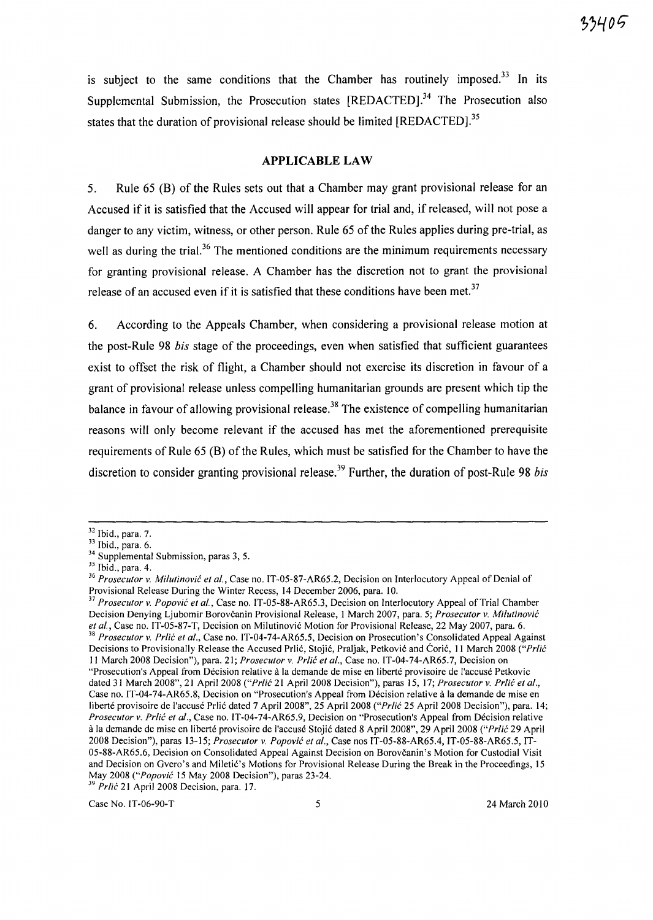is subject to the same conditions that the Chamber has routinely imposed.[33] In its Supplemental Submission, the Prosecution states [REDACTED].[34] The Prosecution also states that the duration of provisional release should be limited [REDACTED].[35]

## APPLICABLE LAW

5. Rule 65 (B) of the Rules sets out that a Chamber may grant provisional release for an Accused if it is satisfied that the Accused will appear for trial and, if released, will not pose a danger to any victim, witness, or other person. Rule 65 of the Rules applies during pre-trial, as well as during the trial.[36] The mentioned conditions are the minimum requirements necessary for granting provisional release. A Chamber has the discretion not to grant the provisional release of an accused even if it is satisfied that these conditions have been met.[37]

6. According to the Appeals Chamber, when considering a provisional release motion at the post-Rule 98 *bis* stage of the proceedings, even when satisfied that sufficient guarantees exist to offset the risk of flight, a Chamber should not exercise its discretion in favour of a grant of provisional release unless compelling humanitarian grounds are present which tip the balance in favour of allowing provisional release.[38] The existence of compelling humanitarian reasons will only become relevant if the accused has met the aforementioned prerequisite requirements of Rule 65 (B) of the Rules, which must be satisfied for the Chamber to have the discretion to consider granting provisional release.[39] Further, the duration of post-Rule 98 *bis*

---

[32] Ibid., para. 7.

[33] Ibid., para. 6.

[34] Supplemental Submission, paras 3, 5.

[35] Ibid., para. 4.

[36] *Prosecutor v. Milutinović et al.*, Case no. IT-05-87-AR65.2, Decision on Interlocutory Appeal of Denial of Provisional Release During the Winter Recess, 14 December 2006, para. 10.

[37] *Prosecutor v. Popović et al.*, Case no. IT-05-88-AR65.3, Decision on Interlocutory Appeal of Trial Chamber Decision Denying Ljubomir Borovčanin Provisional Release, 1 March 2007, para. 5; *Prosecutor v. Milutinović et al.*, Case no. IT-05-87-T, Decision on Milutinović Motion for Provisional Release, 22 May 2007, para. 6.

[38] *Prosecutor v. Prlić et al.*, Case no. IT-04-74-AR65.5, Decision on Prosecution's Consolidated Appeal Against Decisions to Provisionally Release the Accused Prlić, Stojić, Praljak, Petković and Ćorić, 11 March 2008 ("*Prlić* 11 March 2008 Decision"), para. 21; *Prosecutor v. Prlić et al.*, Case no. IT-04-74-AR65.7, Decision on "Prosecution's Appeal from Décision relative à la demande de mise en liberté provisoire de l'accusé Petkovic dated 31 March 2008", 21 April 2008 ("*Prlić* 21 April 2008 Decision"), paras 15, 17; *Prosecutor v. Prlić et al.*, Case no. IT-04-74-AR65.8, Decision on "Prosecution's Appeal from Décision relative à la demande de mise en liberté provisoire de l'accusé Prlić dated 7 April 2008", 25 April 2008 ("*Prlić* 25 April 2008 Decision"), para. 14; *Prosecutor v. Prlić et al.*, Case no. IT-04-74-AR65.9, Decision on "Prosecution's Appeal from Décision relative à la demande de mise en liberté provisoire de l'accusé Stojić dated 8 April 2008", 29 April 2008 ("*Prlić* 29 April 2008 Decision"), paras 13-15; *Prosecutor v. Popović et al.*, Case nos IT-05-88-AR65.4, IT-05-88-AR65.5, IT-05-88-AR65.6, Decision on Consolidated Appeal Against Decision on Borovčanin's Motion for Custodial Visit and Decision on Gvero's and Miletić's Motions for Provisional Release During the Break in the Proceedings, 15 May 2008 ("*Popović* 15 May 2008 Decision"), paras 23-24.

[39] *Prlić* 21 April 2008 Decision, para. 17.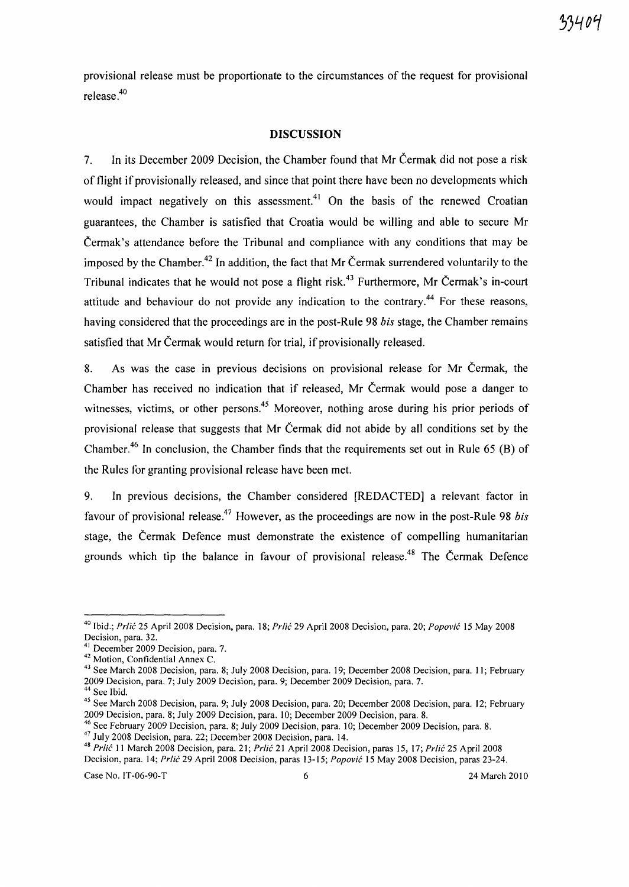provisional release must be proportionate to the circumstances of the request for provisional release.[40]

## DISCUSSION

7. In its December 2009 Decision, the Chamber found that Mr Čermak did not pose a risk of flight if provisionally released, and since that point there have been no developments which would impact negatively on this assessment.[41] On the basis of the renewed Croatian guarantees, the Chamber is satisfied that Croatia would be willing and able to secure Mr Čermak's attendance before the Tribunal and compliance with any conditions that may be imposed by the Chamber.[42] In addition, the fact that Mr Čermak surrendered voluntarily to the Tribunal indicates that he would not pose a flight risk.[43] Furthermore, Mr Čermak's in-court attitude and behaviour do not provide any indication to the contrary.[44] For these reasons, having considered that the proceedings are in the post-Rule 98 *bis* stage, the Chamber remains satisfied that Mr Čermak would return for trial, if provisionally released.

8. As was the case in previous decisions on provisional release for Mr Čermak, the Chamber has received no indication that if released, Mr Čermak would pose a danger to witnesses, victims, or other persons.[45] Moreover, nothing arose during his prior periods of provisional release that suggests that Mr Čermak did not abide by all conditions set by the Chamber.[46] In conclusion, the Chamber finds that the requirements set out in Rule 65 (B) of the Rules for granting provisional release have been met.

9. In previous decisions, the Chamber considered [REDACTED] a relevant factor in favour of provisional release.[47] However, as the proceedings are now in the post-Rule 98 *bis* stage, the Čermak Defence must demonstrate the existence of compelling humanitarian grounds which tip the balance in favour of provisional release.[48] The Čermak Defence

---

[40] Ibid.; *Prlić* 25 April 2008 Decision, para. 18; *Prlić* 29 April 2008 Decision, para. 20; *Popović* 15 May 2008 Decision, para. 32.

[41] December 2009 Decision, para. 7.

[42] Motion, Confidential Annex C.

[43] See March 2008 Decision, para. 8; July 2008 Decision, para. 19; December 2008 Decision, para. 11; February 2009 Decision, para. 7; July 2009 Decision, para. 9; December 2009 Decision, para. 7.

[44] See Ibid.

[45] See March 2008 Decision, para. 9; July 2008 Decision, para. 20; December 2008 Decision, para. 12; February 2009 Decision, para. 8; July 2009 Decision, para. 10; December 2009 Decision, para. 8.

[46] See February 2009 Decision, para. 8; July 2009 Decision, para. 10; December 2009 Decision, para. 8.

[47] July 2008 Decision, para. 22; December 2008 Decision, para. 14.

[48] *Prlić* 11 March 2008 Decision, para. 21; *Prlić* 21 April 2008 Decision, paras 15, 17; *Prlić* 25 April 2008 Decision, para. 14; *Prlić* 29 April 2008 Decision, paras 13-15; *Popović* 15 May 2008 Decision, paras 23-24.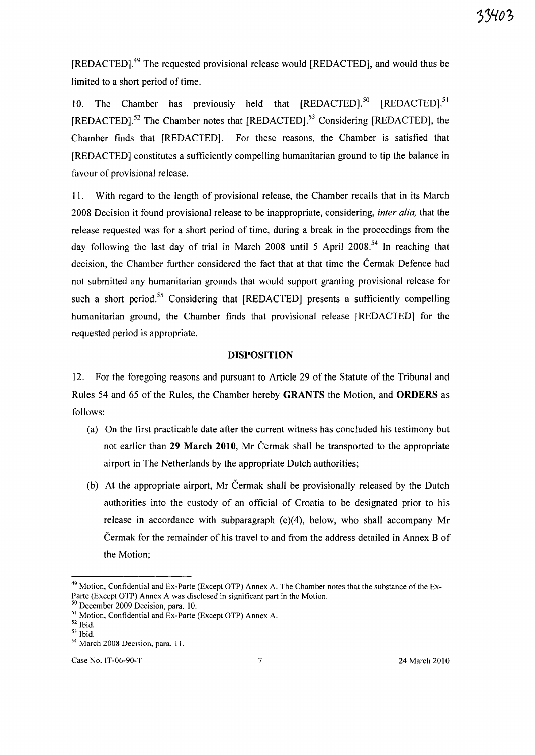[REDACTED].[49] The requested provisional release would [REDACTED], and would thus be limited to a short period of time.

10. The Chamber has previously held that [REDACTED].[50] [REDACTED].[51] [REDACTED].[52] The Chamber notes that [REDACTED].[53] Considering [REDACTED], the Chamber finds that [REDACTED]. For these reasons, the Chamber is satisfied that [REDACTED] constitutes a sufficiently compelling humanitarian ground to tip the balance in favour of provisional release.

11. With regard to the length of provisional release, the Chamber recalls that in its March 2008 Decision it found provisional release to be inappropriate, considering, *inter alia,* that the release requested was for a short period of time, during a break in the proceedings from the day following the last day of trial in March 2008 until 5 April 2008.[54] In reaching that decision, the Chamber further considered the fact that at that time the Čermak Defence had not submitted any humanitarian grounds that would support granting provisional release for such a short period.[55] Considering that [REDACTED] presents a sufficiently compelling humanitarian ground, the Chamber finds that provisional release [REDACTED] for the requested period is appropriate.

## DISPOSITION

12. For the foregoing reasons and pursuant to Article 29 of the Statute of the Tribunal and Rules 54 and 65 of the Rules, the Chamber hereby **GRANTS** the Motion, and **ORDERS** as follows:

(a) On the first practicable date after the current witness has concluded his testimony but not earlier than **29 March 2010**, Mr Čermak shall be transported to the appropriate airport in The Netherlands by the appropriate Dutch authorities;

(b) At the appropriate airport, Mr Čermak shall be provisionally released by the Dutch authorities into the custody of an official of Croatia to be designated prior to his release in accordance with subparagraph (e)(4), below, who shall accompany Mr Čermak for the remainder of his travel to and from the address detailed in Annex B of the Motion;

---

[49] Motion, Confidential and Ex-Parte (Except OTP) Annex A. The Chamber notes that the substance of the Ex-Parte (Except OTP) Annex A was disclosed in significant part in the Motion.

[50] December 2009 Decision, para. 10.

[51] Motion, Confidential and Ex-Parte (Except OTP) Annex A.

[52] Ibid.

[53] Ibid.

[54] March 2008 Decision, para. 11.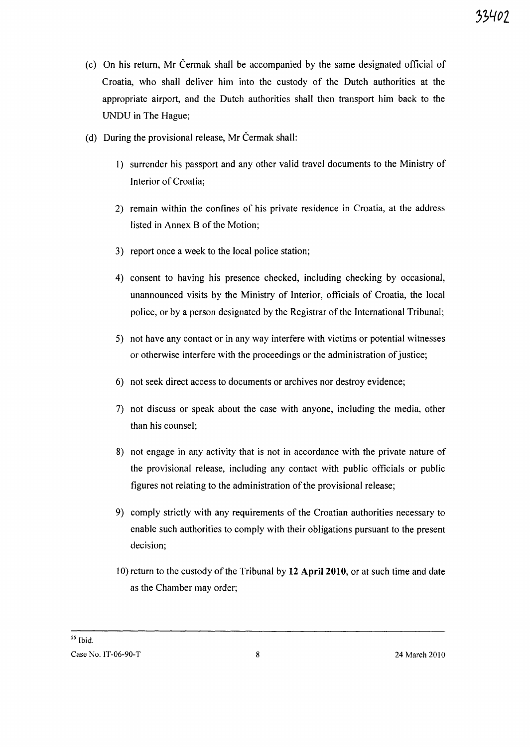(c) On his return, Mr Čermak shall be accompanied by the same designated official of Croatia, who shall deliver him into the custody of the Dutch authorities at the appropriate airport, and the Dutch authorities shall then transport him back to the UNDU in The Hague;

(d) During the provisional release, Mr Čermak shall:

1) surrender his passport and any other valid travel documents to the Ministry of Interior of Croatia;

2) remain within the confines of his private residence in Croatia, at the address listed in Annex B of the Motion;

3) report once a week to the local police station;

4) consent to having his presence checked, including checking by occasional, unannounced visits by the Ministry of Interior, officials of Croatia, the local police, or by a person designated by the Registrar of the International Tribunal;

5) not have any contact or in any way interfere with victims or potential witnesses or otherwise interfere with the proceedings or the administration of justice;

6) not seek direct access to documents or archives nor destroy evidence;

7) not discuss or speak about the case with anyone, including the media, other than his counsel;

8) not engage in any activity that is not in accordance with the private nature of the provisional release, including any contact with public officials or public figures not relating to the administration of the provisional release;

9) comply strictly with any requirements of the Croatian authorities necessary to enable such authorities to comply with their obligations pursuant to the present decision;

10) return to the custody of the Tribunal by **12 April 2010**, or at such time and date as the Chamber may order;

---

[55] Ibid.

Case No. IT-06-90-T 24 March 2010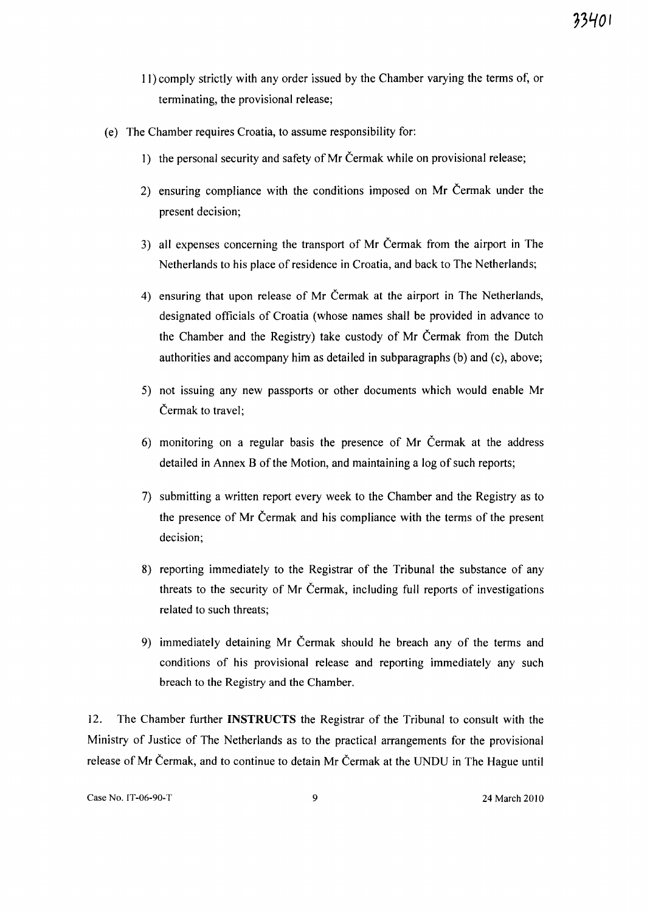11) comply strictly with any order issued by the Chamber varying the terms of, or terminating, the provisional release;

(e) The Chamber requires Croatia, to assume responsibility for:

1) the personal security and safety of Mr Čermak while on provisional release;

2) ensuring compliance with the conditions imposed on Mr Čermak under the present decision;

3) all expenses concerning the transport of Mr Čermak from the airport in The Netherlands to his place of residence in Croatia, and back to The Netherlands;

4) ensuring that upon release of Mr Čermak at the airport in The Netherlands, designated officials of Croatia (whose names shall be provided in advance to the Chamber and the Registry) take custody of Mr Čermak from the Dutch authorities and accompany him as detailed in subparagraphs (b) and (c), above;

5) not issuing any new passports or other documents which would enable Mr Čermak to travel;

6) monitoring on a regular basis the presence of Mr Čermak at the address detailed in Annex B of the Motion, and maintaining a log of such reports;

7) submitting a written report every week to the Chamber and the Registry as to the presence of Mr Čermak and his compliance with the terms of the present decision;

8) reporting immediately to the Registrar of the Tribunal the substance of any threats to the security of Mr Čermak, including full reports of investigations related to such threats;

9) immediately detaining Mr Čermak should he breach any of the terms and conditions of his provisional release and reporting immediately any such breach to the Registry and the Chamber.

12. The Chamber further **INSTRUCTS** the Registrar of the Tribunal to consult with the Ministry of Justice of The Netherlands as to the practical arrangements for the provisional release of Mr Čermak, and to continue to detain Mr Čermak at the UNDU in The Hague until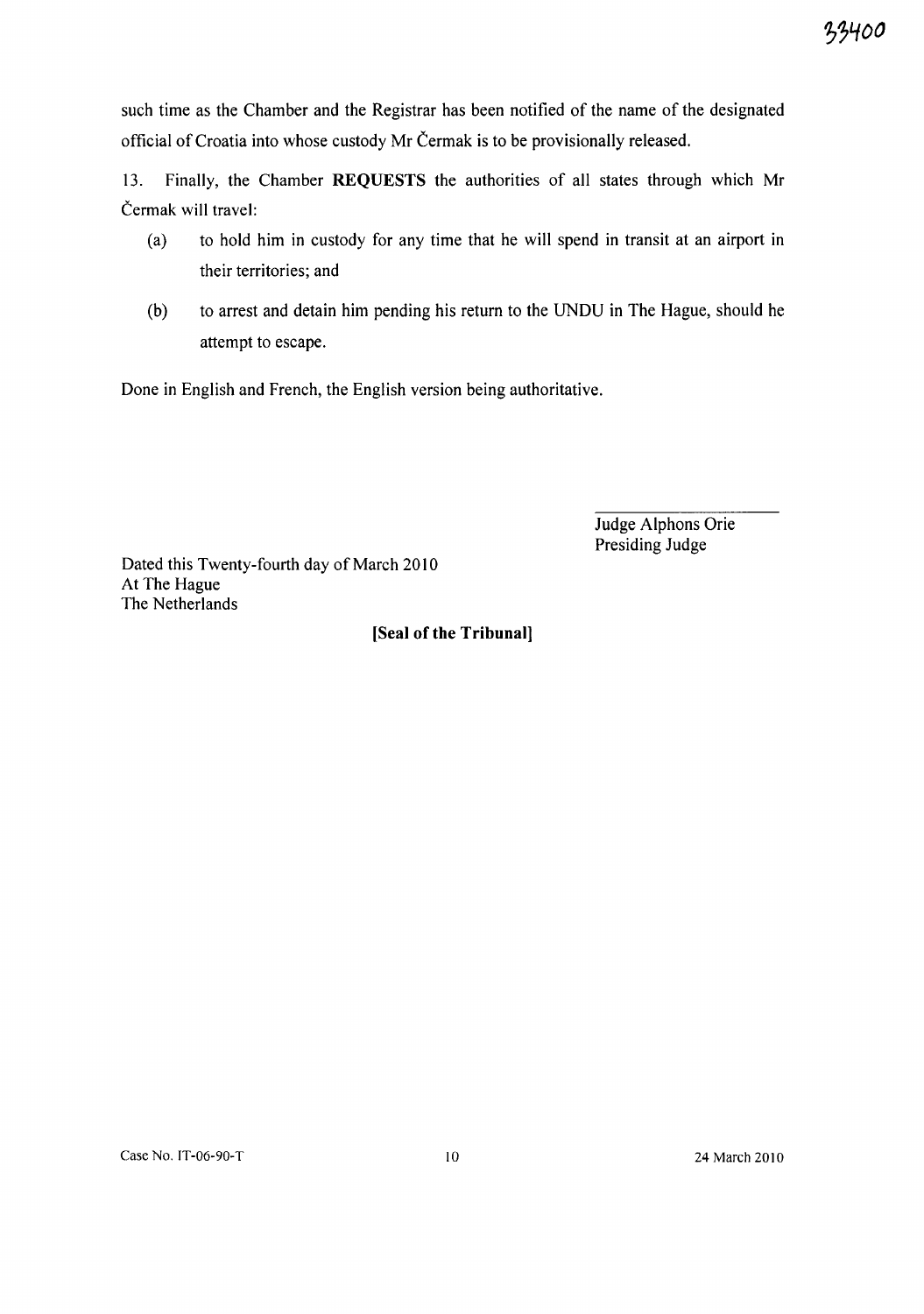such time as the Chamber and the Registrar has been notified of the name of the designated official of Croatia into whose custody Mr Čermak is to be provisionally released.

13. Finally, the Chamber **REQUESTS** the authorities of all states through which Mr Čermak will travel:

(a) to hold him in custody for any time that he will spend in transit at an airport in their territories; and

(b) to arrest and detain him pending his return to the UNDU in The Hague, should he attempt to escape.

Done in English and French, the English version being authoritative.

Judge Alphons Orie
Presiding Judge

Dated this Twenty-fourth day of March 2010
At The Hague
The Netherlands

**[Seal of the Tribunal]**